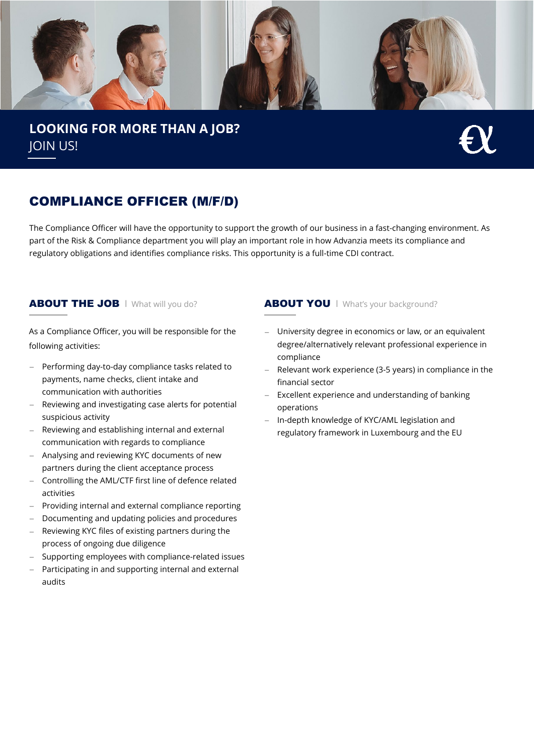**LOOKING FOR MORE THAN A JOB?**
JOIN US!

# COMPLIANCE OFFICER (M/F/D)

The Compliance Officer will have the opportunity to support the growth of our business in a fast-changing environment. As part of the Risk & Compliance department you will play an important role in how Advanzia meets its compliance and regulatory obligations and identifies compliance risks. This opportunity is a full-time CDI contract.

## ABOUT THE JOB | What will you do?

As a Compliance Officer, you will be responsible for the following activities:

- Performing day-to-day compliance tasks related to payments, name checks, client intake and communication with authorities
- Reviewing and investigating case alerts for potential suspicious activity
- Reviewing and establishing internal and external communication with regards to compliance
- Analysing and reviewing KYC documents of new partners during the client acceptance process
- Controlling the AML/CTF first line of defence related activities
- Providing internal and external compliance reporting
- Documenting and updating policies and procedures
- Reviewing KYC files of existing partners during the process of ongoing due diligence
- Supporting employees with compliance-related issues
- Participating in and supporting internal and external audits

## ABOUT YOU | What's your background?

- University degree in economics or law, or an equivalent degree/alternatively relevant professional experience in compliance
- Relevant work experience (3-5 years) in compliance in the financial sector
- Excellent experience and understanding of banking operations
- In-depth knowledge of KYC/AML legislation and regulatory framework in Luxembourg and the EU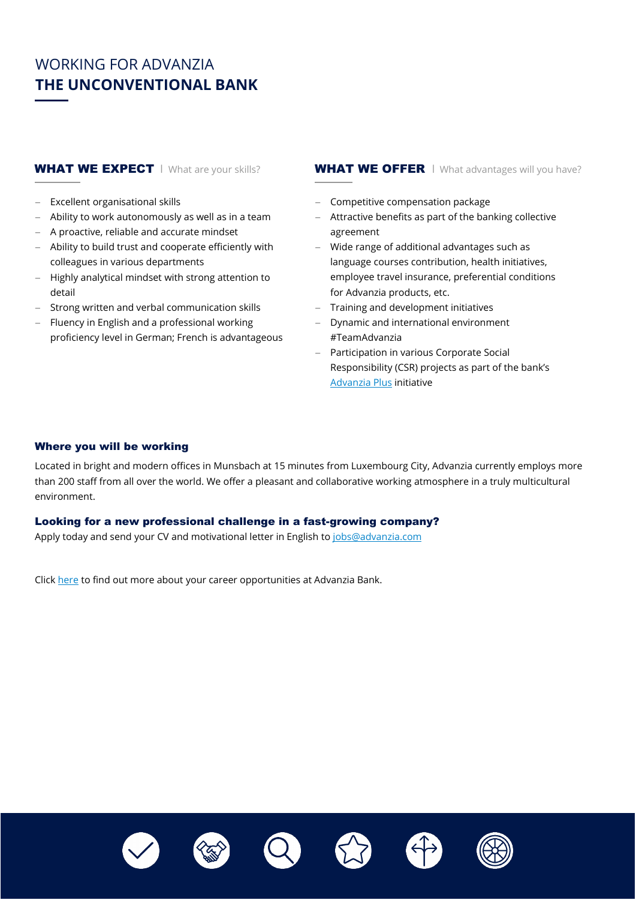# WORKING FOR ADVANZIA
# THE UNCONVENTIONAL BANK

## WHAT WE EXPECT | What are your skills?

- Excellent organisational skills
- Ability to work autonomously as well as in a team
- A proactive, reliable and accurate mindset
- Ability to build trust and cooperate efficiently with colleagues in various departments
- Highly analytical mindset with strong attention to detail
- Strong written and verbal communication skills
- Fluency in English and a professional working proficiency level in German; French is advantageous

## WHAT WE OFFER | What advantages will you have?

- Competitive compensation package
- Attractive benefits as part of the banking collective agreement
- Wide range of additional advantages such as language courses contribution, health initiatives, employee travel insurance, preferential conditions for Advanzia products, etc.
- Training and development initiatives
- Dynamic and international environment #TeamAdvanzia
- Participation in various Corporate Social Responsibility (CSR) projects as part of the bank's Advanzia Plus initiative

### Where you will be working

Located in bright and modern offices in Munsbach at 15 minutes from Luxembourg City, Advanzia currently employs more than 200 staff from all over the world. We offer a pleasant and collaborative working atmosphere in a truly multicultural environment.

### Looking for a new professional challenge in a fast-growing company?

Apply today and send your CV and motivational letter in English to jobs@advanzia.com

Click here to find out more about your career opportunities at Advanzia Bank.